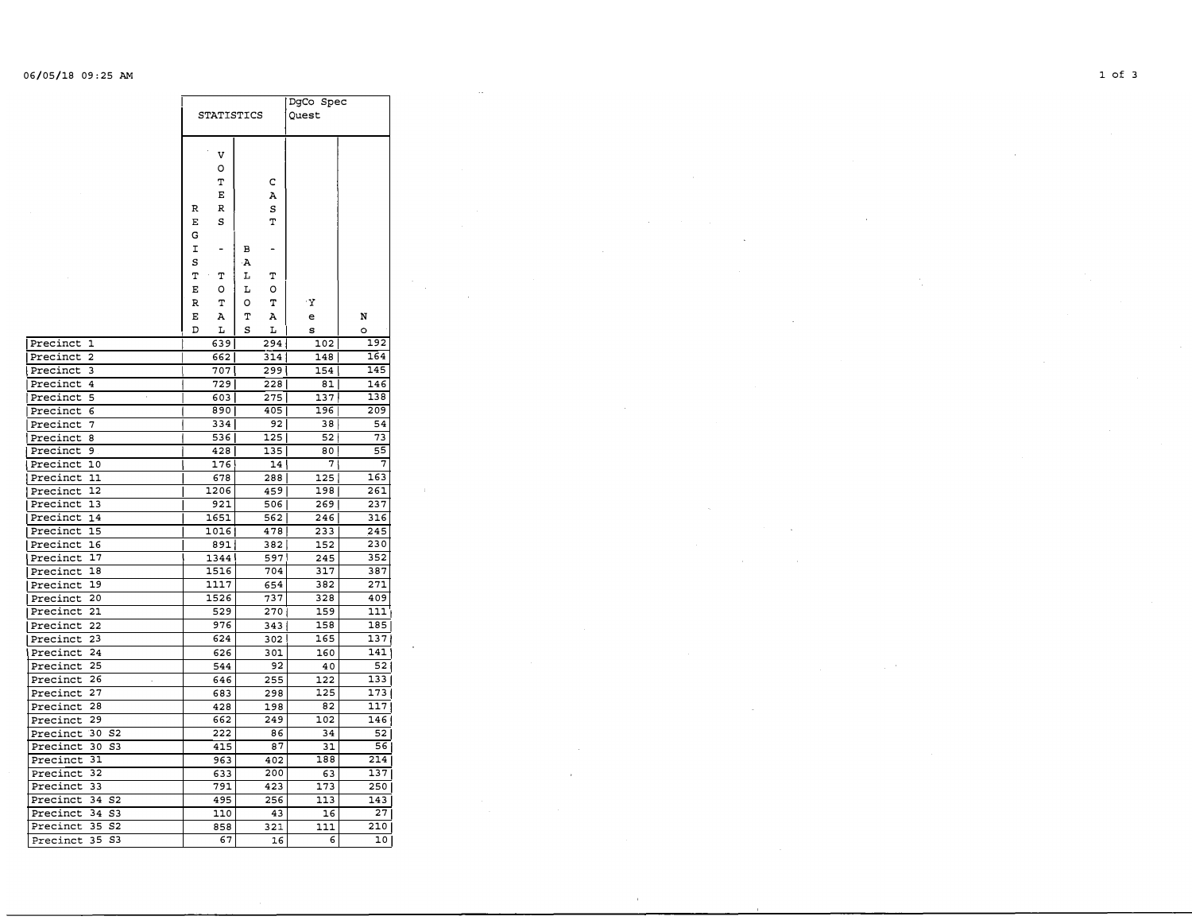06/05/18 09:25 AM

| | STATISTICS | | DgCo Spec Quest | |
|---|---|---|---|---|
| | REGISTERED VOTERS - TOTAL | BALLOTS CAST - TOTAL | Yes | No |
| Precinct 1 | 639 | 294 | 102 | 192 |
| Precinct 2 | 662 | 314 | 148 | 164 |
| Precinct 3 | 707 | 299 | 154 | 145 |
| Precinct 4 | 729 | 228 | 81 | 146 |
| Precinct 5 | 603 | 275 | 137 | 138 |
| Precinct 6 | 890 | 405 | 196 | 209 |
| Precinct 7 | 334 | 92 | 38 | 54 |
| Precinct 8 | 536 | 125 | 52 | 73 |
| Precinct 9 | 428 | 135 | 80 | 55 |
| Precinct 10 | 176 | 14 | 7 | 7 |
| Precinct 11 | 678 | 288 | 125 | 163 |
| Precinct 12 | 1206 | 459 | 198 | 261 |
| Precinct 13 | 921 | 506 | 269 | 237 |
| Precinct 14 | 1651 | 562 | 246 | 316 |
| Precinct 15 | 1016 | 478 | 233 | 245 |
| Precinct 16 | 891 | 382 | 152 | 230 |
| Precinct 17 | 1344 | 597 | 245 | 352 |
| Precinct 18 | 1516 | 704 | 317 | 387 |
| Precinct 19 | 1117 | 654 | 382 | 271 |
| Precinct 20 | 1526 | 737 | 328 | 409 |
| Precinct 21 | 529 | 270 | 159 | 111 |
| Precinct 22 | 976 | 343 | 158 | 185 |
| Precinct 23 | 624 | 302 | 165 | 137 |
| Precinct 24 | 626 | 301 | 160 | 141 |
| Precinct 25 | 544 | 92 | 40 | 52 |
| Precinct 26 | 646 | 255 | 122 | 133 |
| Precinct 27 | 683 | 298 | 125 | 173 |
| Precinct 28 | 428 | 198 | 82 | 117 |
| Precinct 29 | 662 | 249 | 102 | 146 |
| Precinct 30 S2 | 222 | 86 | 34 | 52 |
| Precinct 30 S3 | 415 | 87 | 31 | 56 |
| Precinct 31 | 963 | 402 | 188 | 214 |
| Precinct 32 | 633 | 200 | 63 | 137 |
| Precinct 33 | 791 | 423 | 173 | 250 |
| Precinct 34 S2 | 495 | 256 | 113 | 143 |
| Precinct 34 S3 | 110 | 43 | 16 | 27 |
| Precinct 35 S2 | 858 | 321 | 111 | 210 |
| Precinct 35 S3 | 67 | 16 | 6 | 10 |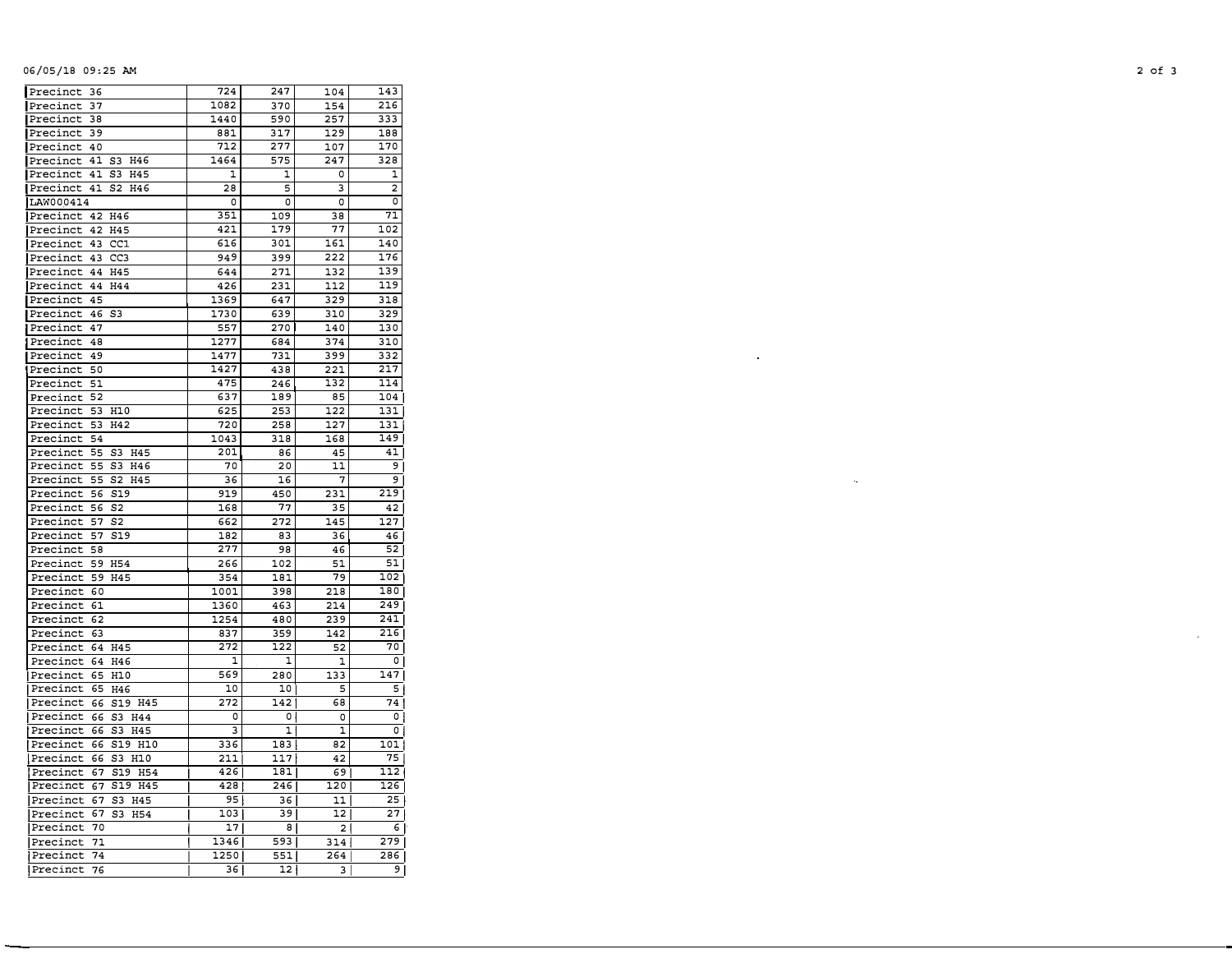| | | | | |
|---|---|---|---|---|
| Precinct 36 | 724 | 247 | 104 | 143 |
| Precinct 37 | 1082 | 370 | 154 | 216 |
| Precinct 38 | 1440 | 590 | 257 | 333 |
| Precinct 39 | 881 | 317 | 129 | 188 |
| Precinct 40 | 712 | 277 | 107 | 170 |
| Precinct 41 S3 H46 | 1464 | 575 | 247 | 328 |
| Precinct 41 S3 H45 | 1 | 1 | 0 | 1 |
| Precinct 41 S2 H46 | 28 | 5 | 3 | 2 |
| LAW000414 | 0 | 0 | 0 | 0 |
| Precinct 42 H46 | 351 | 109 | 38 | 71 |
| Precinct 42 H45 | 421 | 179 | 77 | 102 |
| Precinct 43 CC1 | 616 | 301 | 161 | 140 |
| Precinct 43 CC3 | 949 | 399 | 222 | 176 |
| Precinct 44 H45 | 644 | 271 | 132 | 139 |
| Precinct 44 H44 | 426 | 231 | 112 | 119 |
| Precinct 45 | 1369 | 647 | 329 | 318 |
| Precinct 46 S3 | 1730 | 639 | 310 | 329 |
| Precinct 47 | 557 | 270 | 140 | 130 |
| Precinct 48 | 1277 | 684 | 374 | 310 |
| Precinct 49 | 1477 | 731 | 399 | 332 |
| Precinct 50 | 1427 | 438 | 221 | 217 |
| Precinct 51 | 475 | 246 | 132 | 114 |
| Precinct 52 | 637 | 189 | 85 | 104 |
| Precinct 53 H10 | 625 | 253 | 122 | 131 |
| Precinct 53 H42 | 720 | 258 | 127 | 131 |
| Precinct 54 | 1043 | 318 | 168 | 149 |
| Precinct 55 S3 H45 | 201 | 86 | 45 | 41 |
| Precinct 55 S3 H46 | 70 | 20 | 11 | 9 |
| Precinct 55 S2 H45 | 36 | 16 | 7 | 9 |
| Precinct 56 S19 | 919 | 450 | 231 | 219 |
| Precinct 56 S2 | 168 | 77 | 35 | 42 |
| Precinct 57 S2 | 662 | 272 | 145 | 127 |
| Precinct 57 S19 | 182 | 83 | 36 | 46 |
| Precinct 58 | 277 | 98 | 46 | 52 |
| Precinct 59 H54 | 266 | 102 | 51 | 51 |
| Precinct 59 H45 | 354 | 181 | 79 | 102 |
| Precinct 60 | 1001 | 398 | 218 | 180 |
| Precinct 61 | 1360 | 463 | 214 | 249 |
| Precinct 62 | 1254 | 480 | 239 | 241 |
| Precinct 63 | 837 | 359 | 142 | 216 |
| Precinct 64 H45 | 272 | 122 | 52 | 70 |
| Precinct 64 H46 | 1 | 1 | 1 | 0 |
| Precinct 65 H10 | 569 | 280 | 133 | 147 |
| Precinct 65 H46 | 10 | 10 | 5 | 5 |
| Precinct 66 S19 H45 | 272 | 142 | 68 | 74 |
| Precinct 66 S3 H44 | 0 | 0 | 0 | 0 |
| Precinct 66 S3 H45 | 3 | 1 | 1 | 0 |
| Precinct 66 S19 H10 | 336 | 183 | 82 | 101 |
| Precinct 66 S3 H10 | 211 | 117 | 42 | 75 |
| Precinct 67 S19 H54 | 426 | 181 | 69 | 112 |
| Precinct 67 S19 H45 | 428 | 246 | 120 | 126 |
| Precinct 67 S3 H45 | 95 | 36 | 11 | 25 |
| Precinct 67 S3 H54 | 103 | 39 | 12 | 27 |
| Precinct 70 | 17 | 8 | 2 | 6 |
| Precinct 71 | 1346 | 593 | 314 | 279 |
| Precinct 74 | 1250 | 551 | 264 | 286 |
| Precinct 76 | 36 | 12 | 3 | 9 |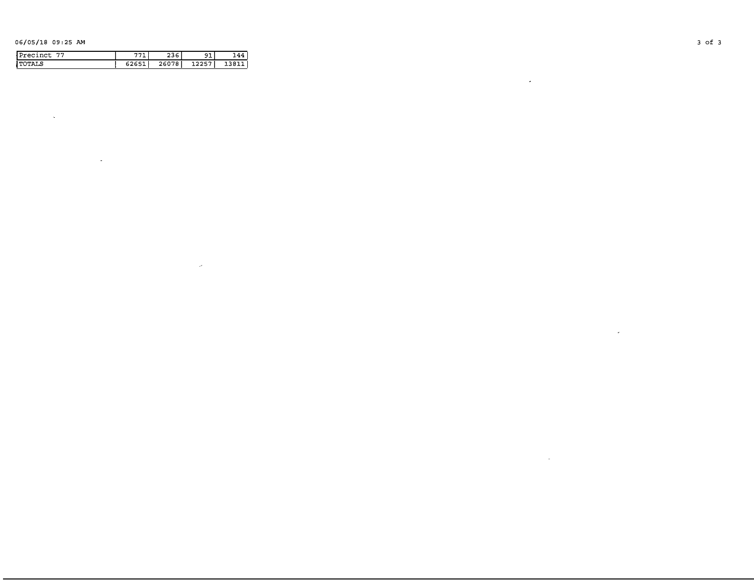| | | | | |
|---|---|---|---|---|
| Precinct 77 | 771 | 236 | 91 | 144 |
| TOTALS | 62651 | 26078 | 12257 | 13811 |